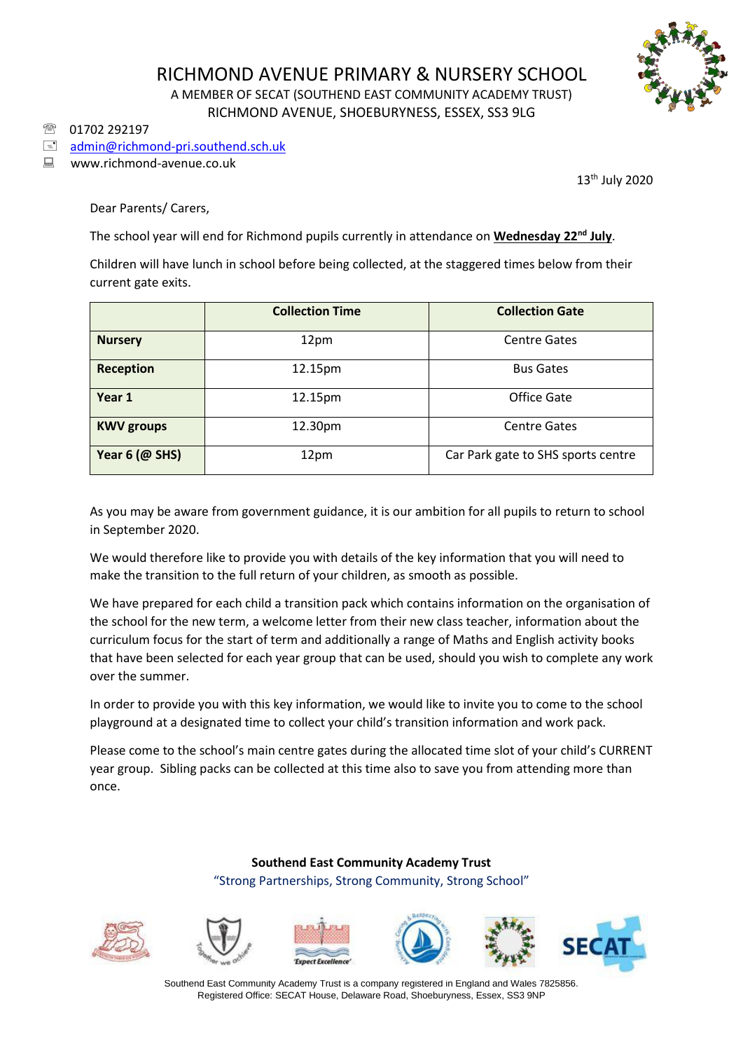# RICHMOND AVENUE PRIMARY & NURSERY SCHOOL

A MEMBER OF SECAT (SOUTHEND EAST COMMUNITY ACADEMY TRUST)
RICHMOND AVENUE, SHOEBURYNESS, ESSEX, SS3 9LG

01702 292197
admin@richmond-pri.southend.sch.uk
www.richmond-avenue.co.uk

13th July 2020

Dear Parents/ Carers,

The school year will end for Richmond pupils currently in attendance on **Wednesday 22nd July**.

Children will have lunch in school before being collected, at the staggered times below from their current gate exits.

| | Collection Time | Collection Gate |
|---|---|---|
| **Nursery** | 12pm | Centre Gates |
| **Reception** | 12.15pm | Bus Gates |
| **Year 1** | 12.15pm | Office Gate |
| **KWV groups** | 12.30pm | Centre Gates |
| **Year 6 (@ SHS)** | 12pm | Car Park gate to SHS sports centre |

As you may be aware from government guidance, it is our ambition for all pupils to return to school in September 2020.

We would therefore like to provide you with details of the key information that you will need to make the transition to the full return of your children, as smooth as possible.

We have prepared for each child a transition pack which contains information on the organisation of the school for the new term, a welcome letter from their new class teacher, information about the curriculum focus for the start of term and additionally a range of Maths and English activity books that have been selected for each year group that can be used, should you wish to complete any work over the summer.

In order to provide you with this key information, we would like to invite you to come to the school playground at a designated time to collect your child's transition information and work pack.

Please come to the school's main centre gates during the allocated time slot of your child's CURRENT year group. Sibling packs can be collected at this time also to save you from attending more than once.

**Southend East Community Academy Trust**
"Strong Partnerships, Strong Community, Strong School"

Southend East Community Academy Trust is a company registered in England and Wales 7825856.
Registered Office: SECAT House, Delaware Road, Shoeburyness, Essex, SS3 9NP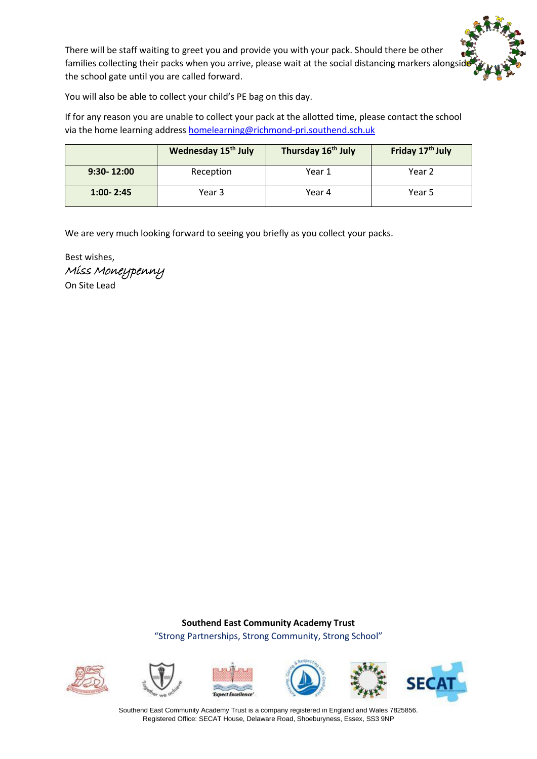There will be staff waiting to greet you and provide you with your pack. Should there be other families collecting their packs when you arrive, please wait at the social distancing markers alongside the school gate until you are called forward.

You will also be able to collect your child's PE bag on this day.

If for any reason you are unable to collect your pack at the allotted time, please contact the school via the home learning address homelearning@richmond-pri.southend.sch.uk

| | Wednesday 15th July | Thursday 16th July | Friday 17th July |
|---|---|---|---|
| 9:30- 12:00 | Reception | Year 1 | Year 2 |
| 1:00- 2:45 | Year 3 | Year 4 | Year 5 |

We are very much looking forward to seeing you briefly as you collect your packs.

Best wishes,
*Miss Moneypenny*
On Site Lead

**Southend East Community Academy Trust**
"Strong Partnerships, Strong Community, Strong School"

Southend East Community Academy Trust is a company registered in England and Wales 7825856.
Registered Office: SECAT House, Delaware Road, Shoeburyness, Essex, SS3 9NP